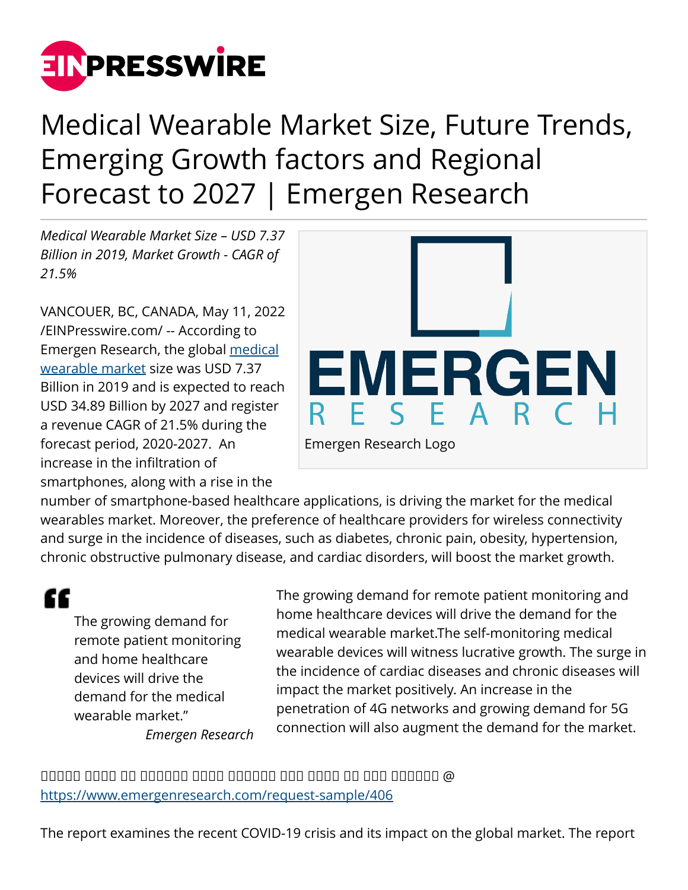# Medical Wearable Market Size, Future Trends, Emerging Growth factors and Regional Forecast to 2027 | Emergen Research

*Medical Wearable Market Size – USD 7.37 Billion in 2019, Market Growth - CAGR of 21.5%*

Emergen Research Logo

VANCOUER, BC, CANADA, May 11, 2022 /EINPresswire.com/ -- According to Emergen Research, the global [medical wearable market](https://www.emergenresearch.com/industry-report/medical-wearable-market) size was USD 7.37 Billion in 2019 and is expected to reach USD 34.89 Billion by 2027 and register a revenue CAGR of 21.5% during the forecast period, 2020-2027. An increase in the infiltration of smartphones, along with a rise in the number of smartphone-based healthcare applications, is driving the market for the medical wearables market. Moreover, the preference of healthcare providers for wireless connectivity and surge in the incidence of diseases, such as diabetes, chronic pain, obesity, hypertension, chronic obstructive pulmonary disease, and cardiac disorders, will boost the market growth.

> The growing demand for remote patient monitoring and home healthcare devices will drive the demand for the medical wearable market."
>
> *Emergen Research*

The growing demand for remote patient monitoring and home healthcare devices will drive the demand for the medical wearable market.The self-monitoring medical wearable devices will witness lucrative growth. The surge in the incidence of cardiac diseases and chronic diseases will impact the market positively. An increase in the penetration of 4G networks and growing demand for 5G connection will also augment the demand for the market.

□□□□□ □□□□ □□ □□□□□□ □□□□ □□□□□□ □□□ □□□□ □□ □□□ □□□□□□ @ [https://www.emergenresearch.com/request-sample/406](https://www.emergenresearch.com/request-sample/406)

The report examines the recent COVID-19 crisis and its impact on the global market. The report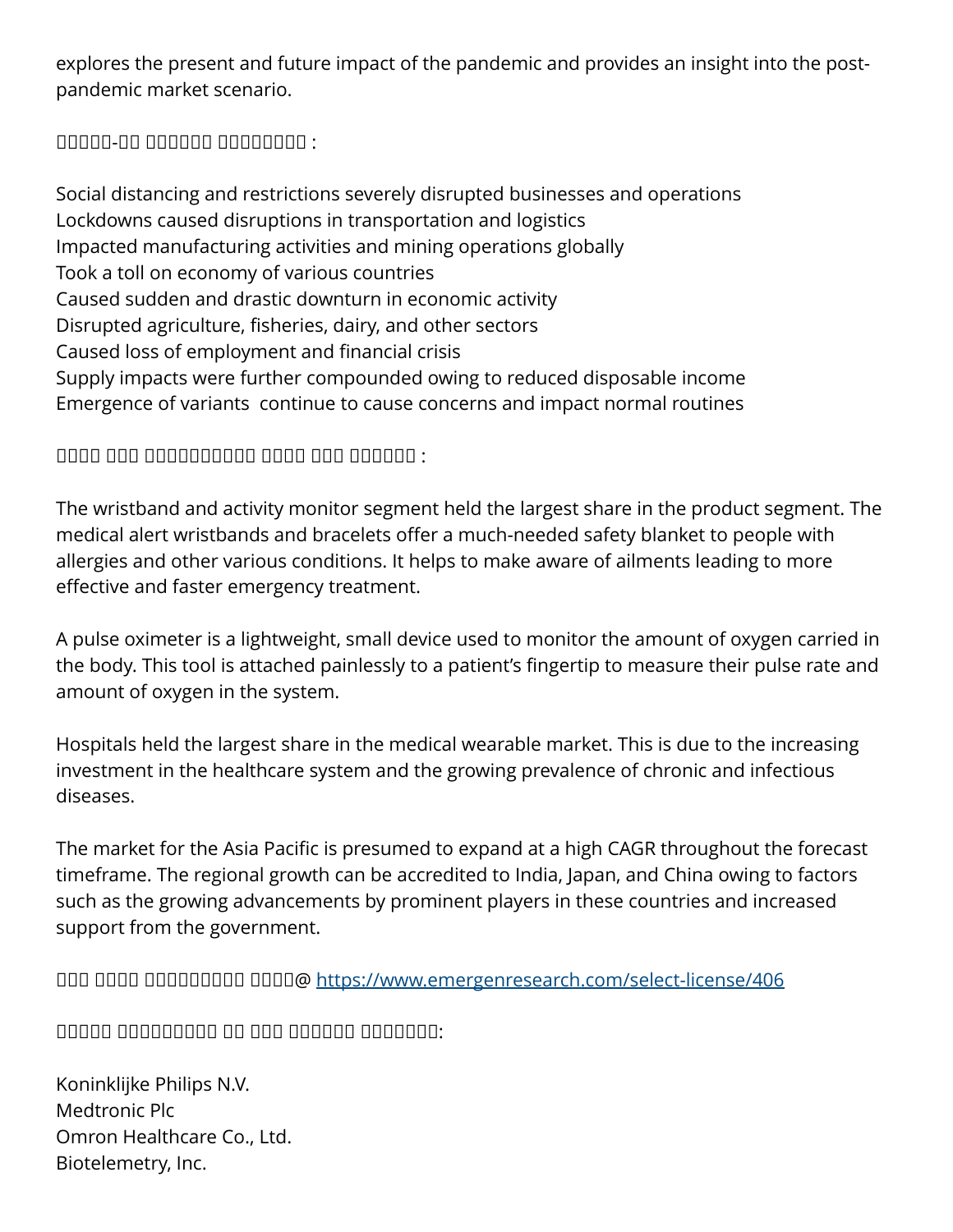explores the present and future impact of the pandemic and provides an insight into the post-pandemic market scenario.

□□□□□-□□ □□□□□□□ □□□□□□□□□ :

Social distancing and restrictions severely disrupted businesses and operations
Lockdowns caused disruptions in transportation and logistics
Impacted manufacturing activities and mining operations globally
Took a toll on economy of various countries
Caused sudden and drastic downturn in economic activity
Disrupted agriculture, fisheries, dairy, and other sectors
Caused loss of employment and financial crisis
Supply impacts were further compounded owing to reduced disposable income
Emergence of variants continue to cause concerns and impact normal routines

□□□□ □□□ □□□□□□□□□□□ □□□□ □□□ □□□□□□□ :

The wristband and activity monitor segment held the largest share in the product segment. The medical alert wristbands and bracelets offer a much-needed safety blanket to people with allergies and other various conditions. It helps to make aware of ailments leading to more effective and faster emergency treatment.

A pulse oximeter is a lightweight, small device used to monitor the amount of oxygen carried in the body. This tool is attached painlessly to a patient's fingertip to measure their pulse rate and amount of oxygen in the system.

Hospitals held the largest share in the medical wearable market. This is due to the increasing investment in the healthcare system and the growing prevalence of chronic and infectious diseases.

The market for the Asia Pacific is presumed to expand at a high CAGR throughout the forecast timeframe. The regional growth can be accredited to India, Japan, and China owing to factors such as the growing advancements by prominent players in these countries and increased support from the government.

□□□ □□□□□ □□□□□□□□□□ □□□□@ https://www.emergenresearch.com/select-license/406

□□□□□ □□□□□□□□□□ □□ □□□ □□□□□□□ □□□□□□□□:

Koninklijke Philips N.V.
Medtronic Plc
Omron Healthcare Co., Ltd.
Biotelemetry, Inc.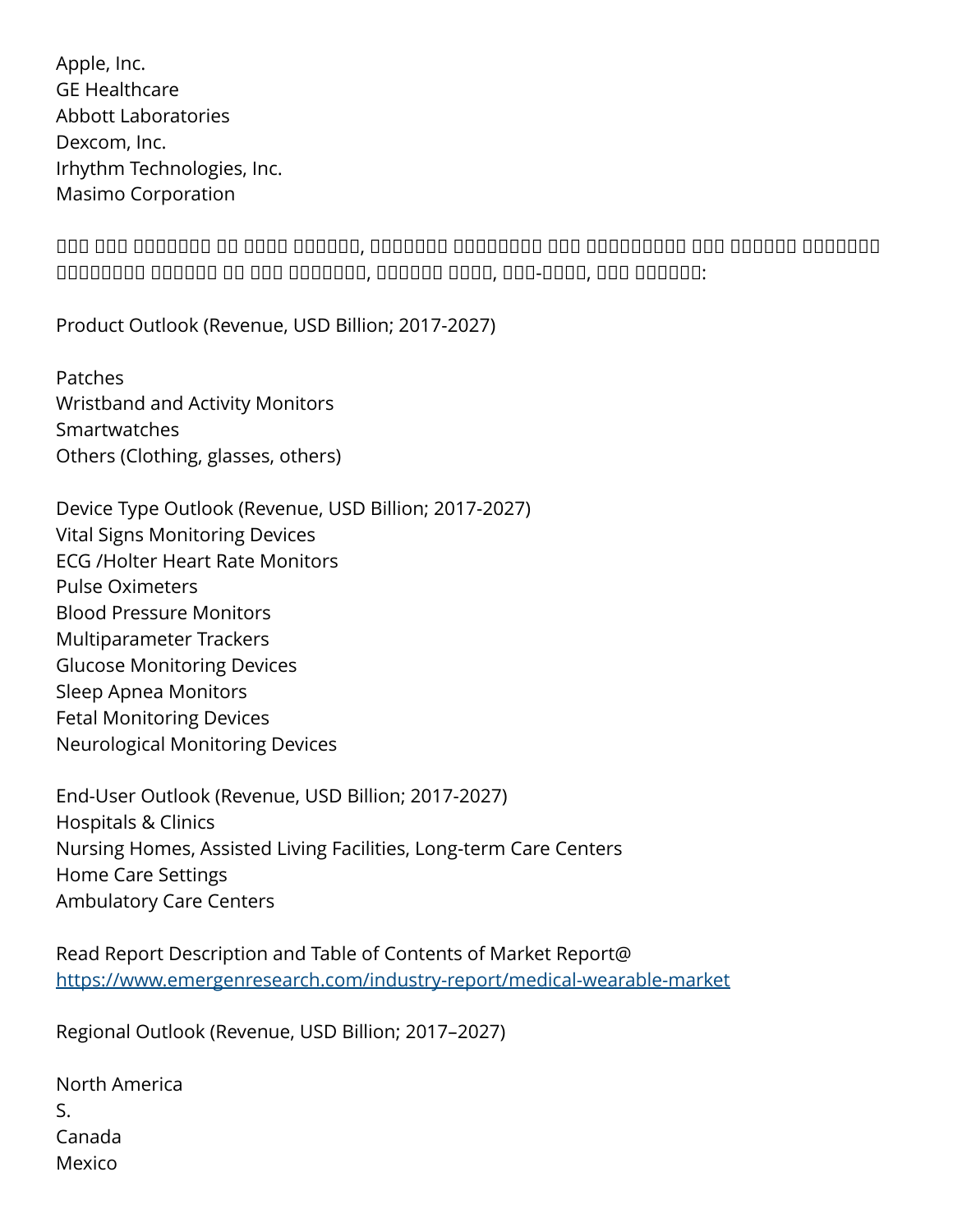Apple, Inc.
GE Healthcare
Abbott Laboratories
Dexcom, Inc.
Irhythm Technologies, Inc.
Masimo Corporation

□□□ □□□ □□□□□□□□ □□ □□□□□ □□□□□□□, □□□□□□□□ □□□□□□□□□ □□□ □□□□□□□□□□ □□□ □□□□□□□ □□□□□□□□ □□□□□□□□□ □□□□□□□ □□ □□□ □□□□□□□□, □□□□□□□ □□□□, □□□-□□□□, □□□ □□□□□□□:

Product Outlook (Revenue, USD Billion; 2017-2027)

Patches
Wristband and Activity Monitors
Smartwatches
Others (Clothing, glasses, others)

Device Type Outlook (Revenue, USD Billion; 2017-2027)
Vital Signs Monitoring Devices
ECG /Holter Heart Rate Monitors
Pulse Oximeters
Blood Pressure Monitors
Multiparameter Trackers
Glucose Monitoring Devices
Sleep Apnea Monitors
Fetal Monitoring Devices
Neurological Monitoring Devices

End-User Outlook (Revenue, USD Billion; 2017-2027)
Hospitals & Clinics
Nursing Homes, Assisted Living Facilities, Long-term Care Centers
Home Care Settings
Ambulatory Care Centers

Read Report Description and Table of Contents of Market Report@
[https://www.emergenresearch.com/industry-report/medical-wearable-market](https://www.emergenresearch.com/industry-report/medical-wearable-market)

Regional Outlook (Revenue, USD Billion; 2017–2027)

North America
S.
Canada
Mexico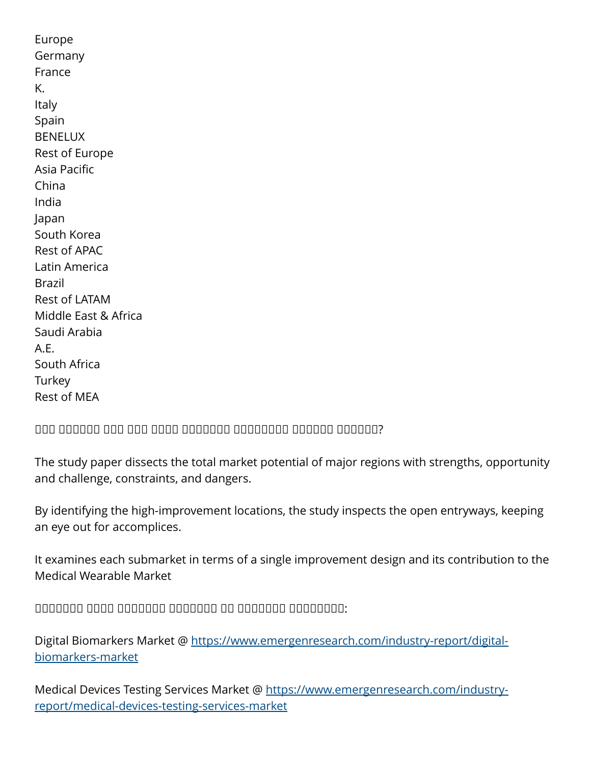Europe
Germany
France
K.
Italy
Spain
BENELUX
Rest of Europe
Asia Pacific
China
India
Japan
South Korea
Rest of APAC
Latin America
Brazil
Rest of LATAM
Middle East & Africa
Saudi Arabia
A.E.
South Africa
Turkey
Rest of MEA

□□□ □□□□□□ □□□ □□□ □□□□□ □□□□□□□□ □□□□□□□□□ □□□□□□□ □□□□□□□?

The study paper dissects the total market potential of major regions with strengths, opportunity and challenge, constraints, and dangers.

By identifying the high-improvement locations, the study inspects the open entryways, keeping an eye out for accomplices.

It examines each submarket in terms of a single improvement design and its contribution to the Medical Wearable Market

□□□□□□□□ □□□□□ □□□□□□□□ □□□□□□□□ □□ □□□□□□□□ □□□□□□□□□:

Digital Biomarkers Market @ https://www.emergenresearch.com/industry-report/digital-biomarkers-market

Medical Devices Testing Services Market @ https://www.emergenresearch.com/industry-report/medical-devices-testing-services-market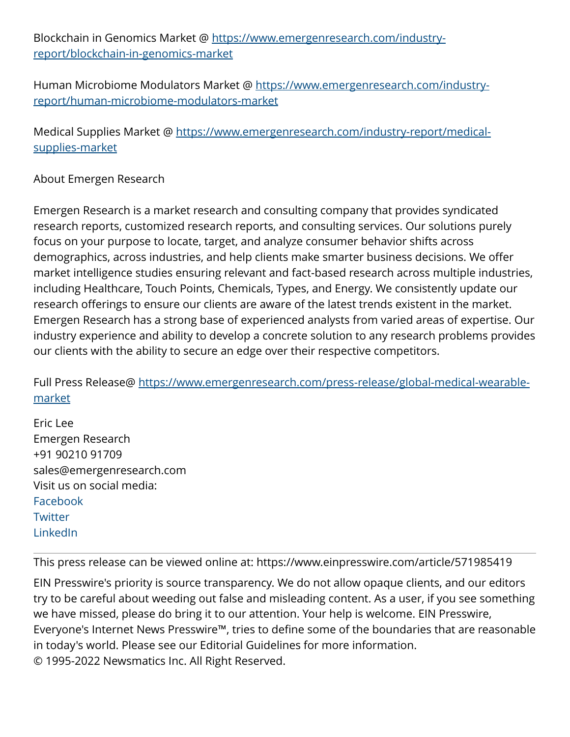Blockchain in Genomics Market @ [https://www.emergenresearch.com/industry-report/blockchain-in-genomics-market](https://www.emergenresearch.com/industry-report/blockchain-in-genomics-market)

Human Microbiome Modulators Market @ [https://www.emergenresearch.com/industry-report/human-microbiome-modulators-market](https://www.emergenresearch.com/industry-report/human-microbiome-modulators-market)

Medical Supplies Market @ [https://www.emergenresearch.com/industry-report/medical-supplies-market](https://www.emergenresearch.com/industry-report/medical-supplies-market)

About Emergen Research

Emergen Research is a market research and consulting company that provides syndicated research reports, customized research reports, and consulting services. Our solutions purely focus on your purpose to locate, target, and analyze consumer behavior shifts across demographics, across industries, and help clients make smarter business decisions. We offer market intelligence studies ensuring relevant and fact-based research across multiple industries, including Healthcare, Touch Points, Chemicals, Types, and Energy. We consistently update our research offerings to ensure our clients are aware of the latest trends existent in the market. Emergen Research has a strong base of experienced analysts from varied areas of expertise. Our industry experience and ability to develop a concrete solution to any research problems provides our clients with the ability to secure an edge over their respective competitors.

Full Press Release@ [https://www.emergenresearch.com/press-release/global-medical-wearable-market](https://www.emergenresearch.com/press-release/global-medical-wearable-market)

Eric Lee
Emergen Research
+91 90210 91709
sales@emergenresearch.com
Visit us on social media:
Facebook
Twitter
LinkedIn

---

This press release can be viewed online at: https://www.einpresswire.com/article/571985419

EIN Presswire's priority is source transparency. We do not allow opaque clients, and our editors try to be careful about weeding out false and misleading content. As a user, if you see something we have missed, please do bring it to our attention. Your help is welcome. EIN Presswire, Everyone's Internet News Presswire™, tries to define some of the boundaries that are reasonable in today's world. Please see our Editorial Guidelines for more information.
© 1995-2022 Newsmatics Inc. All Right Reserved.